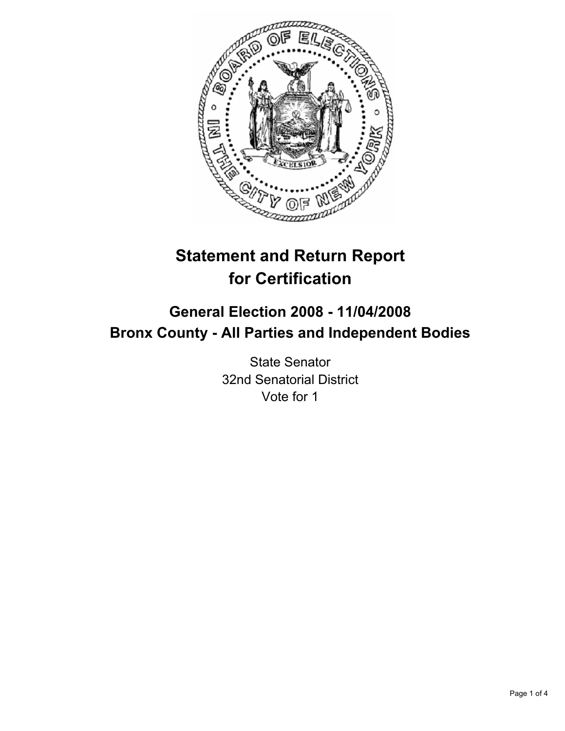# Statement and Return Report for Certification

## General Election 2008 - 11/04/2008
## Bronx County - All Parties and Independent Bodies

State Senator
32nd Senatorial District
Vote for 1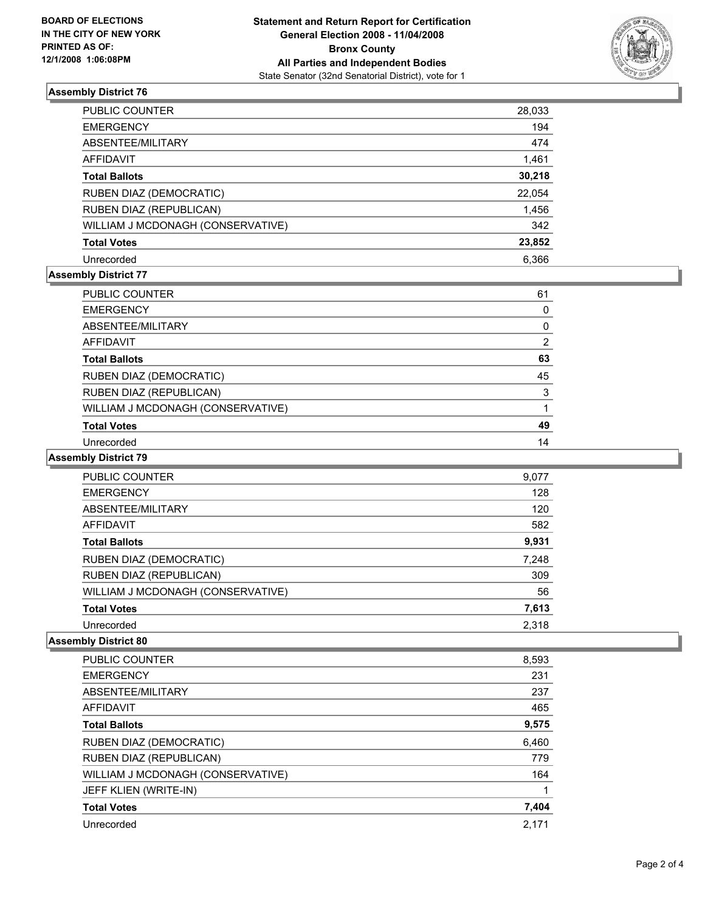**BOARD OF ELECTIONS IN THE CITY OF NEW YORK PRINTED AS OF: 12/1/2008 1:06:08PM**

**Statement and Return Report for Certification General Election 2008 - 11/04/2008 Bronx County All Parties and Independent Bodies**
State Senator (32nd Senatorial District), vote for 1

### Assembly District 76

| | |
|---|---|
| PUBLIC COUNTER | 28,033 |
| EMERGENCY | 194 |
| ABSENTEE/MILITARY | 474 |
| AFFIDAVIT | 1,461 |
| **Total Ballots** | **30,218** |
| RUBEN DIAZ (DEMOCRATIC) | 22,054 |
| RUBEN DIAZ (REPUBLICAN) | 1,456 |
| WILLIAM J MCDONAGH (CONSERVATIVE) | 342 |
| **Total Votes** | **23,852** |
| Unrecorded | 6,366 |

### Assembly District 77

| | |
|---|---|
| PUBLIC COUNTER | 61 |
| EMERGENCY | 0 |
| ABSENTEE/MILITARY | 0 |
| AFFIDAVIT | 2 |
| **Total Ballots** | **63** |
| RUBEN DIAZ (DEMOCRATIC) | 45 |
| RUBEN DIAZ (REPUBLICAN) | 3 |
| WILLIAM J MCDONAGH (CONSERVATIVE) | 1 |
| **Total Votes** | **49** |
| Unrecorded | 14 |

### Assembly District 79

| | |
|---|---|
| PUBLIC COUNTER | 9,077 |
| EMERGENCY | 128 |
| ABSENTEE/MILITARY | 120 |
| AFFIDAVIT | 582 |
| **Total Ballots** | **9,931** |
| RUBEN DIAZ (DEMOCRATIC) | 7,248 |
| RUBEN DIAZ (REPUBLICAN) | 309 |
| WILLIAM J MCDONAGH (CONSERVATIVE) | 56 |
| **Total Votes** | **7,613** |
| Unrecorded | 2,318 |

### Assembly District 80

| | |
|---|---|
| PUBLIC COUNTER | 8,593 |
| EMERGENCY | 231 |
| ABSENTEE/MILITARY | 237 |
| AFFIDAVIT | 465 |
| **Total Ballots** | **9,575** |
| RUBEN DIAZ (DEMOCRATIC) | 6,460 |
| RUBEN DIAZ (REPUBLICAN) | 779 |
| WILLIAM J MCDONAGH (CONSERVATIVE) | 164 |
| JEFF KLIEN (WRITE-IN) | 1 |
| **Total Votes** | **7,404** |
| Unrecorded | 2,171 |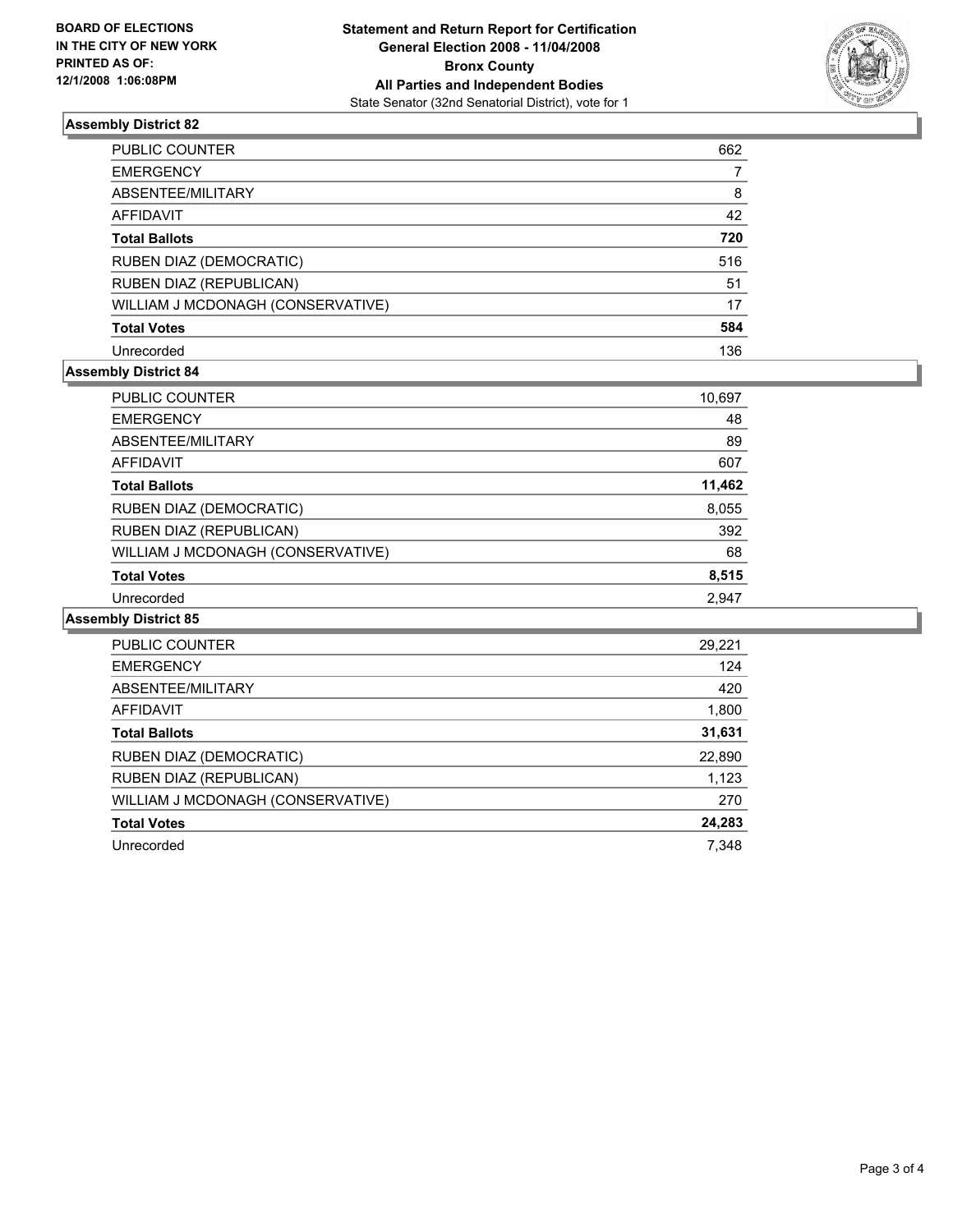**BOARD OF ELECTIONS**
**IN THE CITY OF NEW YORK**
**PRINTED AS OF:**
**12/1/2008 1:06:08PM**

**Statement and Return Report for Certification**
**General Election 2008 - 11/04/2008**
**Bronx County**
**All Parties and Independent Bodies**
State Senator (32nd Senatorial District), vote for 1

### Assembly District 82

| | |
|---|---|
| PUBLIC COUNTER | 662 |
| EMERGENCY | 7 |
| ABSENTEE/MILITARY | 8 |
| AFFIDAVIT | 42 |
| **Total Ballots** | **720** |
| RUBEN DIAZ (DEMOCRATIC) | 516 |
| RUBEN DIAZ (REPUBLICAN) | 51 |
| WILLIAM J MCDONAGH (CONSERVATIVE) | 17 |
| **Total Votes** | **584** |
| Unrecorded | 136 |

### Assembly District 84

| | |
|---|---|
| PUBLIC COUNTER | 10,697 |
| EMERGENCY | 48 |
| ABSENTEE/MILITARY | 89 |
| AFFIDAVIT | 607 |
| **Total Ballots** | **11,462** |
| RUBEN DIAZ (DEMOCRATIC) | 8,055 |
| RUBEN DIAZ (REPUBLICAN) | 392 |
| WILLIAM J MCDONAGH (CONSERVATIVE) | 68 |
| **Total Votes** | **8,515** |
| Unrecorded | 2,947 |

### Assembly District 85

| | |
|---|---|
| PUBLIC COUNTER | 29,221 |
| EMERGENCY | 124 |
| ABSENTEE/MILITARY | 420 |
| AFFIDAVIT | 1,800 |
| **Total Ballots** | **31,631** |
| RUBEN DIAZ (DEMOCRATIC) | 22,890 |
| RUBEN DIAZ (REPUBLICAN) | 1,123 |
| WILLIAM J MCDONAGH (CONSERVATIVE) | 270 |
| **Total Votes** | **24,283** |
| Unrecorded | 7,348 |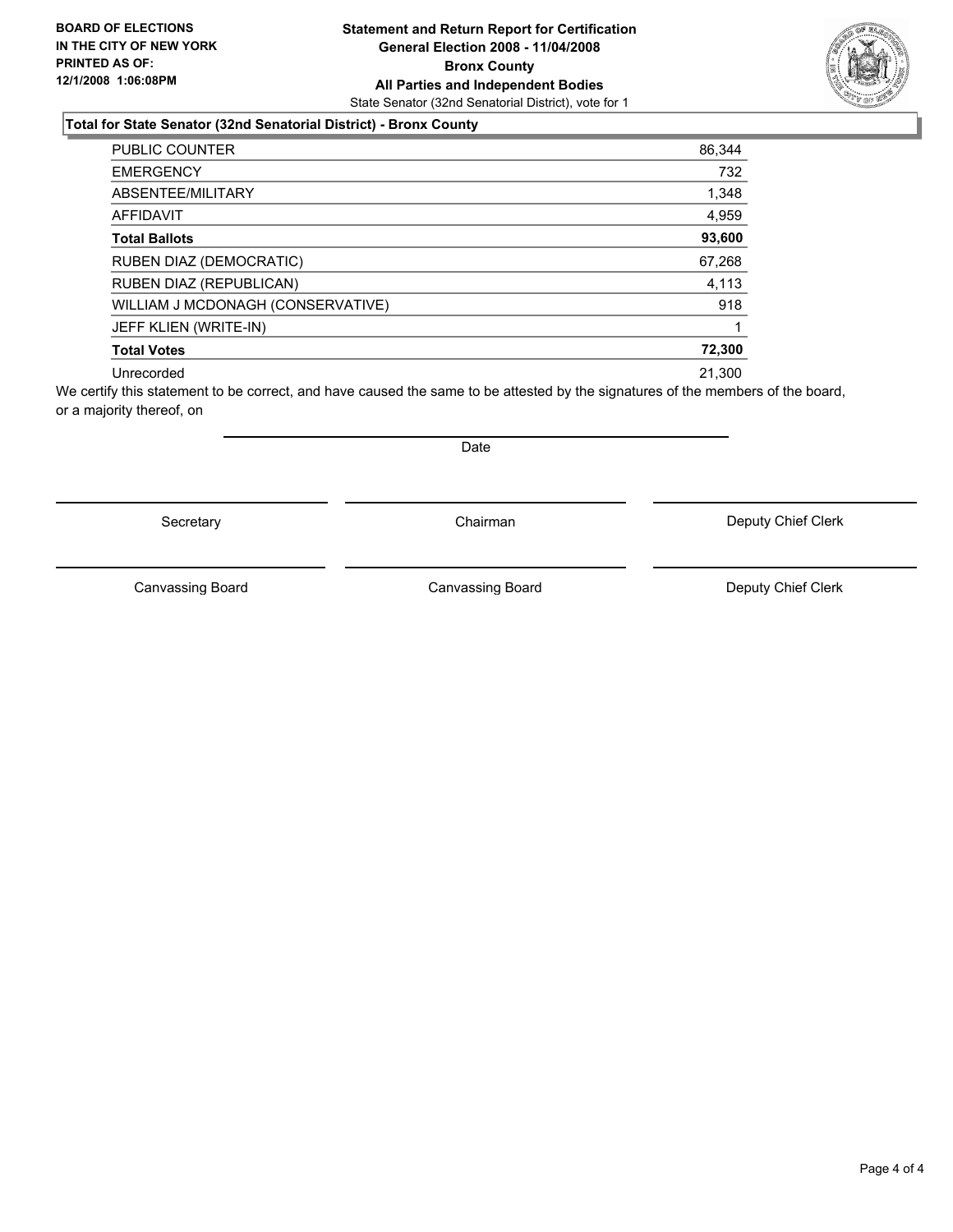**BOARD OF ELECTIONS IN THE CITY OF NEW YORK PRINTED AS OF: 12/1/2008 1:06:08PM**

**Statement and Return Report for Certification**
**General Election 2008 - 11/04/2008**
**Bronx County**
**All Parties and Independent Bodies**
State Senator (32nd Senatorial District), vote for 1

### Total for State Senator (32nd Senatorial District) - Bronx County

| | |
|---|---|
| PUBLIC COUNTER | 86,344 |
| EMERGENCY | 732 |
| ABSENTEE/MILITARY | 1,348 |
| AFFIDAVIT | 4,959 |
| **Total Ballots** | **93,600** |
| RUBEN DIAZ (DEMOCRATIC) | 67,268 |
| RUBEN DIAZ (REPUBLICAN) | 4,113 |
| WILLIAM J MCDONAGH (CONSERVATIVE) | 918 |
| JEFF KLIEN (WRITE-IN) | 1 |
| **Total Votes** | **72,300** |
| Unrecorded | 21,300 |

We certify this statement to be correct, and have caused the same to be attested by the signatures of the members of the board, or a majority thereof, on

Date

Secretary | Chairman | Deputy Chief Clerk

Canvassing Board | Canvassing Board | Deputy Chief Clerk